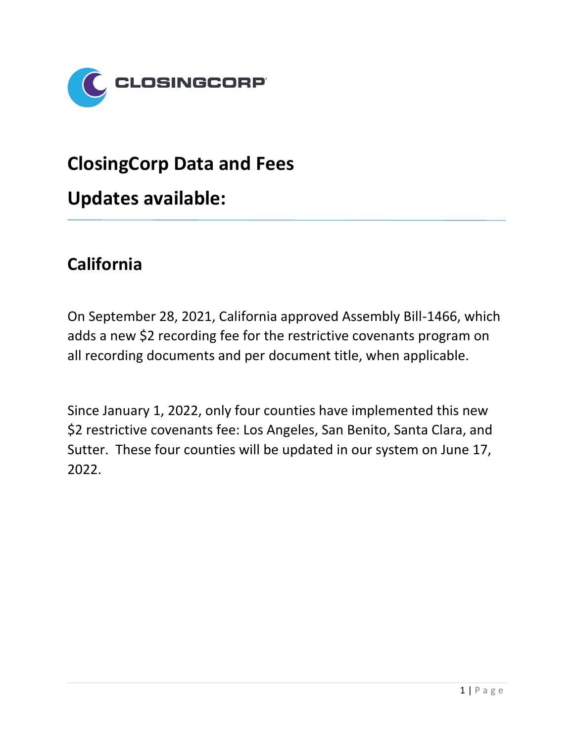# ClosingCorp Data and Fees

# Updates available:

## California

On September 28, 2021, California approved Assembly Bill-1466, which adds a new $2 recording fee for the restrictive covenants program on all recording documents and per document title, when applicable.

Since January 1, 2022, only four counties have implemented this new $2 restrictive covenants fee: Los Angeles, San Benito, Santa Clara, and Sutter. These four counties will be updated in our system on June 17, 2022.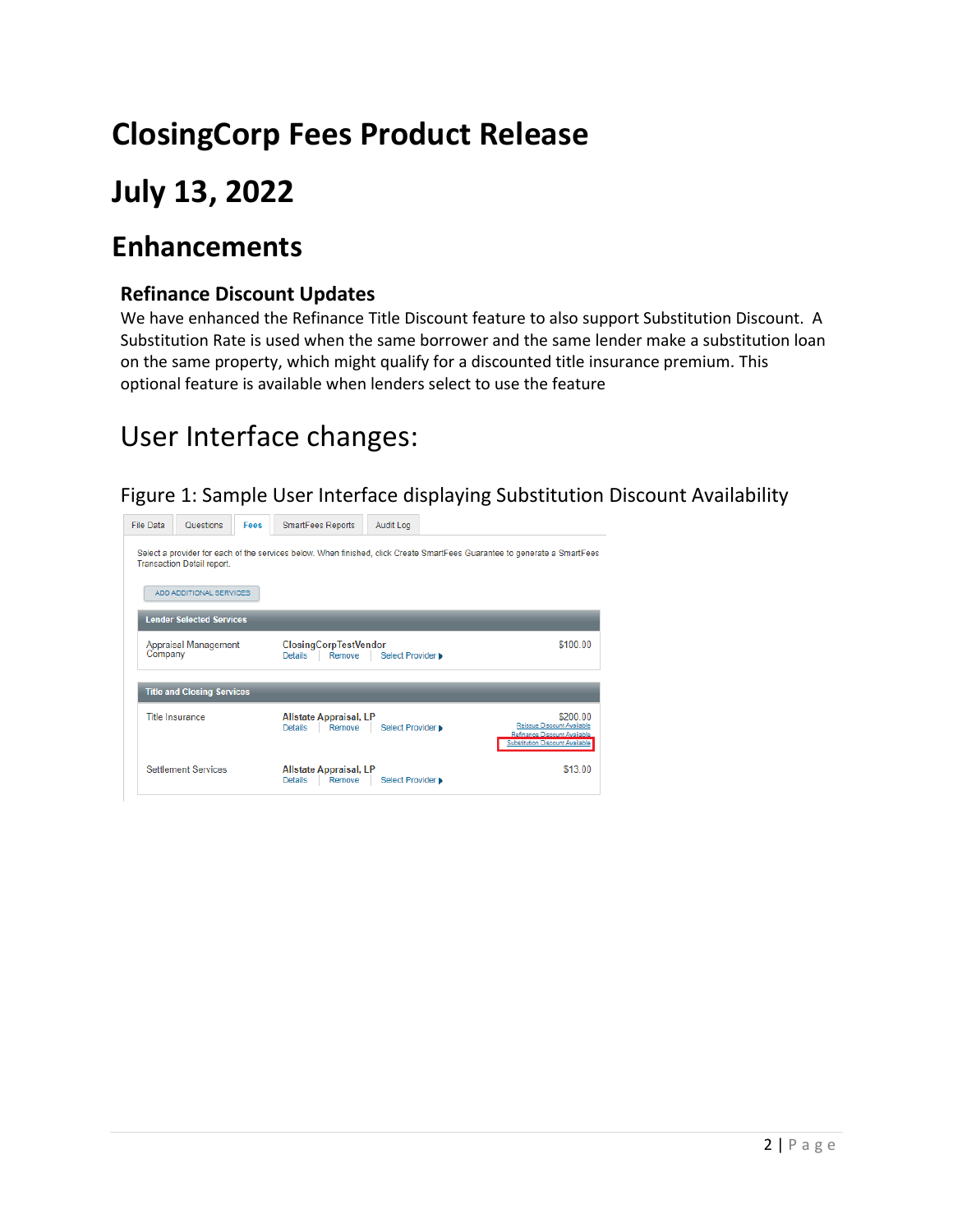# ClosingCorp Fees Product Release

# July 13, 2022

## Enhancements

### Refinance Discount Updates

We have enhanced the Refinance Title Discount feature to also support Substitution Discount. A Substitution Rate is used when the same borrower and the same lender make a substitution loan on the same property, which might qualify for a discounted title insurance premium. This optional feature is available when lenders select to use the feature

## User Interface changes:

Figure 1: Sample User Interface displaying Substitution Discount Availability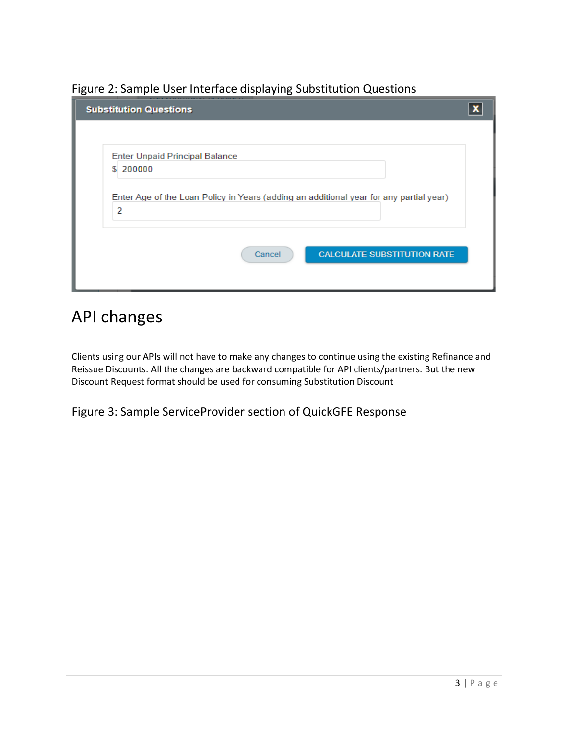Figure 2: Sample User Interface displaying Substitution Questions

**Substitution Questions**

Enter Unpaid Principal Balance

$ 200000

Enter Age of the Loan Policy in Years (adding an additional year for any partial year)

2

Cancel | CALCULATE SUBSTITUTION RATE

# API changes

Clients using our APIs will not have to make any changes to continue using the existing Refinance and Reissue Discounts. All the changes are backward compatible for API clients/partners. But the new Discount Request format should be used for consuming Substitution Discount

## Figure 3: Sample ServiceProvider section of QuickGFE Response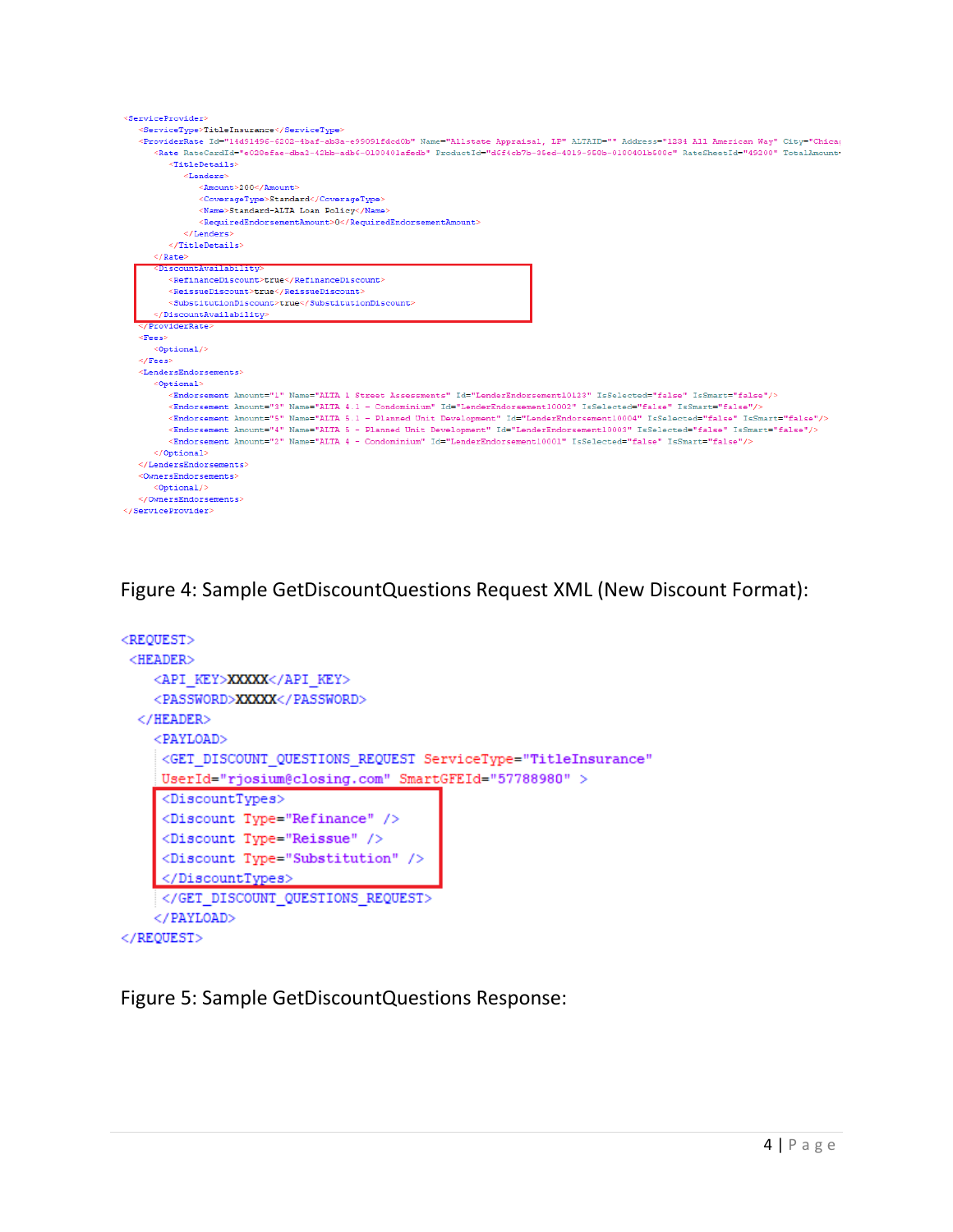```xml
<ServiceProvider>
    <ServiceType>TitleInsurance</ServiceType>
    <ProviderRate Id="14d51496-6202-4baf-ab3a-e95091fdcd0b" Name="Allstate Appraisal, LP" ALTAID="" Address="1234 All American Way" City="Chica
        <Rate RateCardId="e020efae-dba2-42bb-adb6-0130401afedb" ProductId="d6f4cb7b-35ed-4919-950b-0180401b600c" RateSheetId="49200" TotalAmount
            <TitleDetails>
                <Lenders>
                    <Amount>200</Amount>
                    <CoverageType>Standard</CoverageType>
                    <Name>Standard-ALTA Loan Policy</Name>
                    <RequiredEndorsementAmount>0</RequiredEndorsementAmount>
                </Lenders>
            </TitleDetails>
        </Rate>
        <DiscountAvailability>
            <RefinanceDiscount>true</RefinanceDiscount>
            <ReissueDiscount>true</ReissueDiscount>
            <SubstitutionDiscount>true</SubstitutionDiscount>
        </DiscountAvailability>
    </ProviderRate>
    <Fees>
        <Optional/>
    </Fees>
    <LendersEndorsements>
        <Optional>
            <Endorsement Amount="1" Name="ALTA 1 Street Assessments" Id="LenderEndorsement10123" IsSelected="false" IsSmart="false"/>
            <Endorsement Amount="3" Name="ALTA 4.1 - Condominium" Id="LenderEndorsement10002" IsSelected="false" IsSmart="false"/>
            <Endorsement Amount="5" Name="ALTA 5.1 - Planned Unit Development" Id="LenderEndorsement10004" IsSelected="false" IsSmart="false"/>
            <Endorsement Amount="4" Name="ALTA 5 - Planned Unit Development" Id="LenderEndorsement10003" IsSelected="false" IsSmart="false"/>
            <Endorsement Amount="2" Name="ALTA 4 - Condominium" Id="LenderEndorsement10001" IsSelected="false" IsSmart="false"/>
        </Optional>
    </LendersEndorsements>
    <OwnersEndorsements>
        <Optional/>
    </OwnersEndorsements>
</ServiceProvider>
```

Figure 4: Sample GetDiscountQuestions Request XML (New Discount Format):

```xml
<REQUEST>
 <HEADER>
    <API_KEY>XXXXX</API_KEY>
    <PASSWORD>XXXXX</PASSWORD>
  </HEADER>
    <PAYLOAD>
     <GET_DISCOUNT_QUESTIONS_REQUEST ServiceType="TitleInsurance"
     UserId="rjosium@closing.com" SmartGFEId="57788980" >
     <DiscountTypes>
     <Discount Type="Refinance" />
     <Discount Type="Reissue" />
     <Discount Type="Substitution" />
     </DiscountTypes>
     </GET_DISCOUNT_QUESTIONS_REQUEST>
    </PAYLOAD>
</REQUEST>
```

Figure 5: Sample GetDiscountQuestions Response: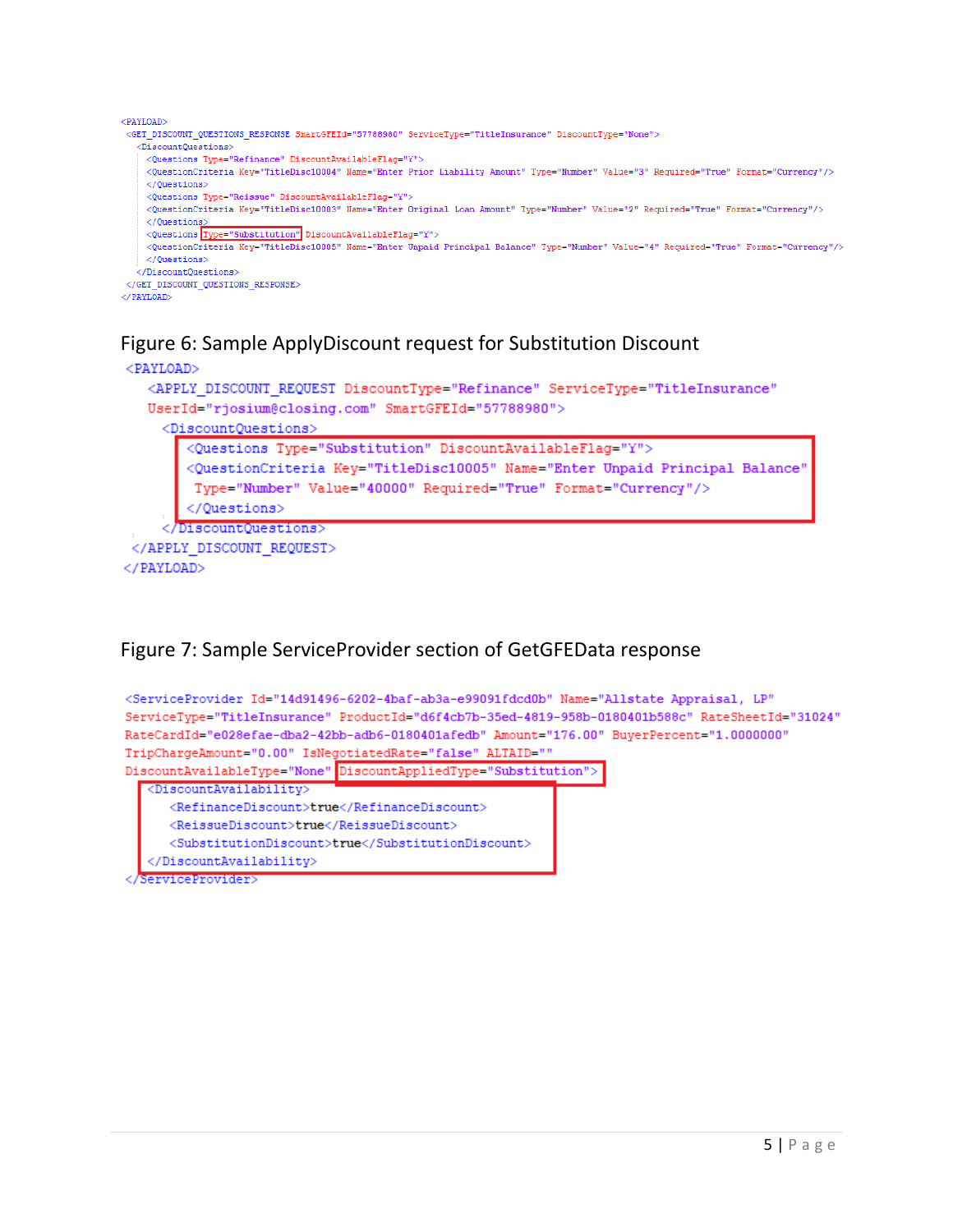```xml
<PAYLOAD>
  <GET_DISCOUNT_QUESTIONS_RESPONSE SmartGFEId="57788980" ServiceType="TitleInsurance" DiscountType="None">
    <DiscountQuestions>
      <Questions Type="Refinance" DiscountAvailableFlag="Y">
      <QuestionCriteria Key="TitleDisc10004" Name="Enter Prior Liability Amount" Type="Number" Value="3" Required="True" Format="Currency"/>
      </Questions>
      <Questions Type="Reissue" DiscountAvailableFlag="Y">
      <QuestionCriteria Key="TitleDisc10003" Name="Enter Original Loan Amount" Type="Number" Value="2" Required="True" Format="Currency"/>
      </Questions>
      <Questions Type="Substitution" DiscountAvailableFlag="Y">
      <QuestionCriteria Key="TitleDisc10005" Name="Enter Unpaid Principal Balance" Type="Number" Value="4" Required="True" Format="Currency"/>
      </Questions>
    </DiscountQuestions>
  </GET_DISCOUNT_QUESTIONS_RESPONSE>
</PAYLOAD>
```

Figure 6: Sample ApplyDiscount request for Substitution Discount

```xml
<PAYLOAD>
   <APPLY_DISCOUNT_REQUEST DiscountType="Refinance" ServiceType="TitleInsurance"
   UserId="rjosium@closing.com" SmartGFEId="57788980">
     <DiscountQuestions>
       <Questions Type="Substitution" DiscountAvailableFlag="Y">
       <QuestionCriteria Key="TitleDisc10005" Name="Enter Unpaid Principal Balance"
        Type="Number" Value="40000" Required="True" Format="Currency"/>
       </Questions>
     </DiscountQuestions>
 </APPLY_DISCOUNT_REQUEST>
</PAYLOAD>
```

Figure 7: Sample ServiceProvider section of GetGFEData response

```xml
<ServiceProvider Id="14d91496-6202-4baf-ab3a-e99091fdcd0b" Name="Allstate Appraisal, LP"
ServiceType="TitleInsurance" ProductId="d6f4cb7b-35ed-4819-958b-0180401b588c" RateSheetId="31024"
RateCardId="e028efae-dba2-42bb-adb6-0180401afedb" Amount="176.00" BuyerPercent="1.0000000"
TripChargeAmount="0.00" IsNegotiatedRate="false" ALTAID=""
DiscountAvailableType="None" DiscountAppliedType="Substitution">
  <DiscountAvailability>
     <RefinanceDiscount>true</RefinanceDiscount>
     <ReissueDiscount>true</ReissueDiscount>
     <SubstitutionDiscount>true</SubstitutionDiscount>
  </DiscountAvailability>
</ServiceProvider>
```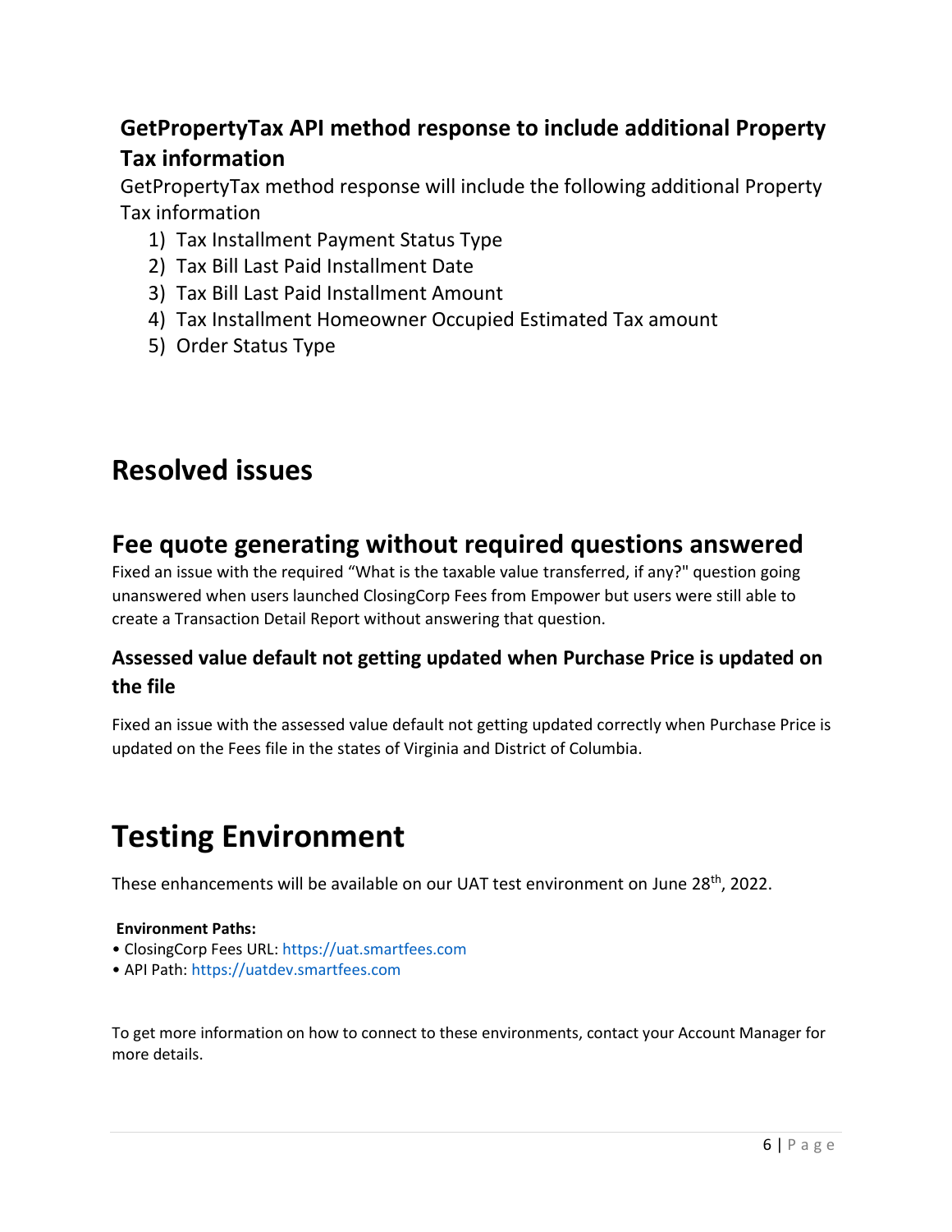### GetPropertyTax API method response to include additional Property Tax information

GetPropertyTax method response will include the following additional Property Tax information

1) Tax Installment Payment Status Type
2) Tax Bill Last Paid Installment Date
3) Tax Bill Last Paid Installment Amount
4) Tax Installment Homeowner Occupied Estimated Tax amount
5) Order Status Type

# Resolved issues

## Fee quote generating without required questions answered

Fixed an issue with the required "What is the taxable value transferred, if any?" question going unanswered when users launched ClosingCorp Fees from Empower but users were still able to create a Transaction Detail Report without answering that question.

### Assessed value default not getting updated when Purchase Price is updated on the file

Fixed an issue with the assessed value default not getting updated correctly when Purchase Price is updated on the Fees file in the states of Virginia and District of Columbia.

# Testing Environment

These enhancements will be available on our UAT test environment on June 28th, 2022.

**Environment Paths:**

- ClosingCorp Fees URL: https://uat.smartfees.com
- API Path: https://uatdev.smartfees.com

To get more information on how to connect to these environments, contact your Account Manager for more details.